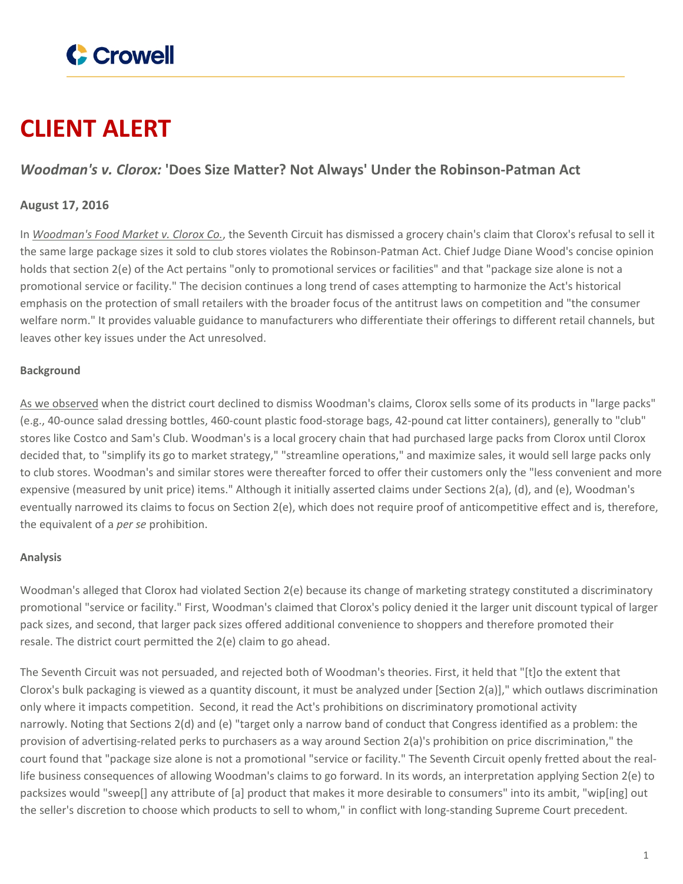# CLIENT ALERT

## *Woodman's v. Clorox:* 'Does Size Matter? Not Always' Under the Robinson-Patman Act

**August 17, 2016**

In *Woodman's Food Market v. Clorox Co.*, the Seventh Circuit has dismissed a grocery chain's claim that Clorox's refusal to sell it the same large package sizes it sold to club stores violates the Robinson-Patman Act. Chief Judge Diane Wood's concise opinion holds that section 2(e) of the Act pertains "only to promotional services or facilities" and that "package size alone is not a promotional service or facility." The decision continues a long trend of cases attempting to harmonize the Act's historical emphasis on the protection of small retailers with the broader focus of the antitrust laws on competition and "the consumer welfare norm." It provides valuable guidance to manufacturers who differentiate their offerings to different retail channels, but leaves other key issues under the Act unresolved.

**Background**

As we observed when the district court declined to dismiss Woodman's claims, Clorox sells some of its products in "large packs" (e.g., 40-ounce salad dressing bottles, 460-count plastic food-storage bags, 42-pound cat litter containers), generally to "club" stores like Costco and Sam's Club. Woodman's is a local grocery chain that had purchased large packs from Clorox until Clorox decided that, to "simplify its go to market strategy," "streamline operations," and maximize sales, it would sell large packs only to club stores. Woodman's and similar stores were thereafter forced to offer their customers only the "less convenient and more expensive (measured by unit price) items." Although it initially asserted claims under Sections 2(a), (d), and (e), Woodman's eventually narrowed its claims to focus on Section 2(e), which does not require proof of anticompetitive effect and is, therefore, the equivalent of a *per se* prohibition.

**Analysis**

Woodman's alleged that Clorox had violated Section 2(e) because its change of marketing strategy constituted a discriminatory promotional "service or facility." First, Woodman's claimed that Clorox's policy denied it the larger unit discount typical of larger pack sizes, and second, that larger pack sizes offered additional convenience to shoppers and therefore promoted their resale. The district court permitted the 2(e) claim to go ahead.

The Seventh Circuit was not persuaded, and rejected both of Woodman's theories. First, it held that "[t]o the extent that Clorox's bulk packaging is viewed as a quantity discount, it must be analyzed under [Section 2(a)]," which outlaws discrimination only where it impacts competition. Second, it read the Act's prohibitions on discriminatory promotional activity narrowly. Noting that Sections 2(d) and (e) "target only a narrow band of conduct that Congress identified as a problem: the provision of advertising-related perks to purchasers as a way around Section 2(a)'s prohibition on price discrimination," the court found that "package size alone is not a promotional "service or facility." The Seventh Circuit openly fretted about the real-life business consequences of allowing Woodman's claims to go forward. In its words, an interpretation applying Section 2(e) to packsizes would "sweep[] any attribute of [a] product that makes it more desirable to consumers" into its ambit, "wip[ing] out the seller's discretion to choose which products to sell to whom," in conflict with long-standing Supreme Court precedent.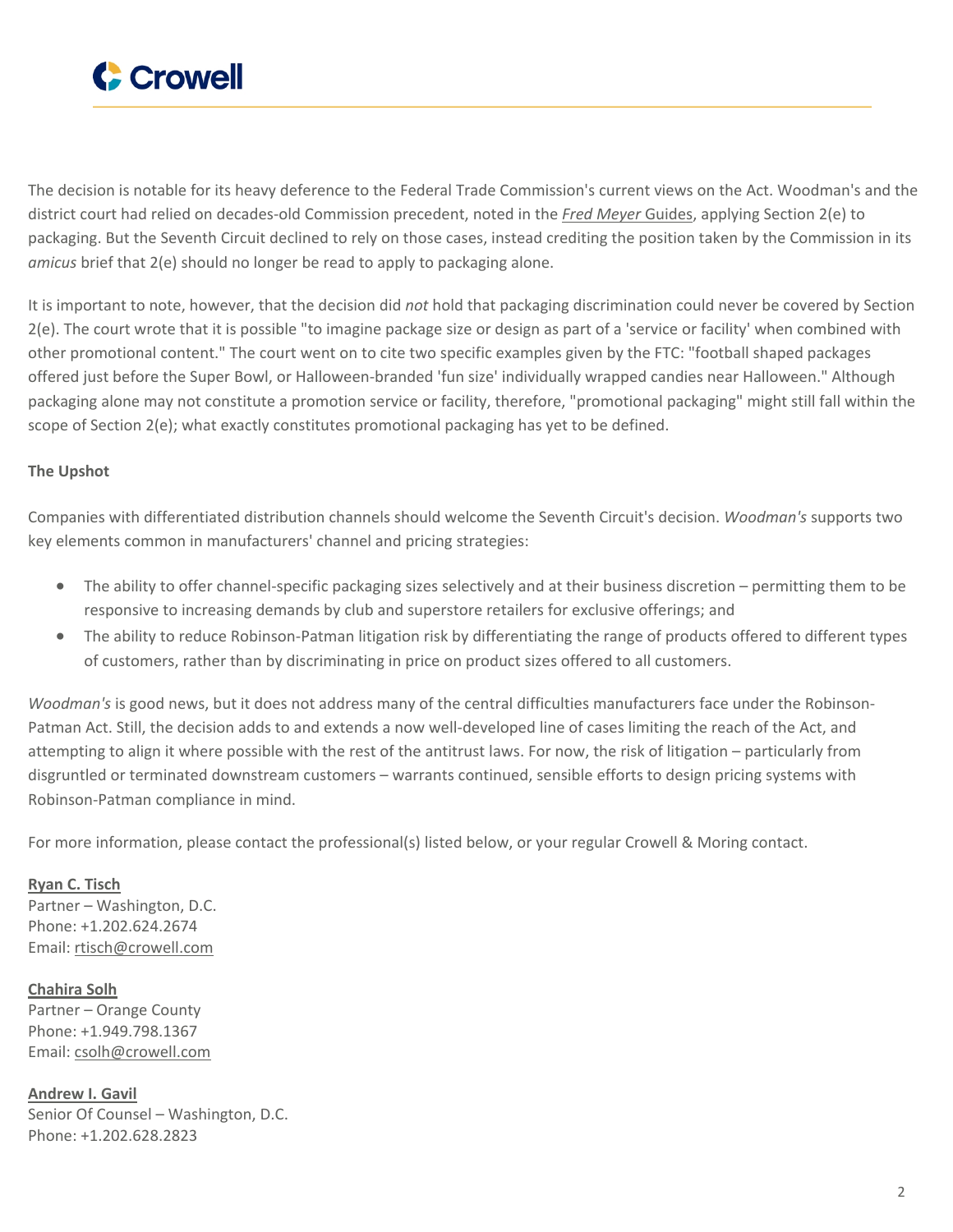The decision is notable for its heavy deference to the Federal Trade Commission's current views on the Act. Woodman's and the district court had relied on decades-old Commission precedent, noted in the [*Fred Meyer* Guides], applying Section 2(e) to packaging. But the Seventh Circuit declined to rely on those cases, instead crediting the position taken by the Commission in its *amicus* brief that 2(e) should no longer be read to apply to packaging alone.

It is important to note, however, that the decision did *not* hold that packaging discrimination could never be covered by Section 2(e). The court wrote that it is possible "to imagine package size or design as part of a 'service or facility' when combined with other promotional content." The court went on to cite two specific examples given by the FTC: "football shaped packages offered just before the Super Bowl, or Halloween-branded 'fun size' individually wrapped candies near Halloween." Although packaging alone may not constitute a promotion service or facility, therefore, "promotional packaging" might still fall within the scope of Section 2(e); what exactly constitutes promotional packaging has yet to be defined.

**The Upshot**

Companies with differentiated distribution channels should welcome the Seventh Circuit's decision. *Woodman's* supports two key elements common in manufacturers' channel and pricing strategies:

- The ability to offer channel-specific packaging sizes selectively and at their business discretion – permitting them to be responsive to increasing demands by club and superstore retailers for exclusive offerings; and
- The ability to reduce Robinson-Patman litigation risk by differentiating the range of products offered to different types of customers, rather than by discriminating in price on product sizes offered to all customers.

*Woodman's* is good news, but it does not address many of the central difficulties manufacturers face under the Robinson-Patman Act. Still, the decision adds to and extends a now well-developed line of cases limiting the reach of the Act, and attempting to align it where possible with the rest of the antitrust laws. For now, the risk of litigation – particularly from disgruntled or terminated downstream customers – warrants continued, sensible efforts to design pricing systems with Robinson-Patman compliance in mind.

For more information, please contact the professional(s) listed below, or your regular Crowell & Moring contact.

**Ryan C. Tisch**
Partner – Washington, D.C.
Phone: +1.202.624.2674
Email: rtisch@crowell.com

**Chahira Solh**
Partner – Orange County
Phone: +1.949.798.1367
Email: csolh@crowell.com

**Andrew I. Gavil**
Senior Of Counsel – Washington, D.C.
Phone: +1.202.628.2823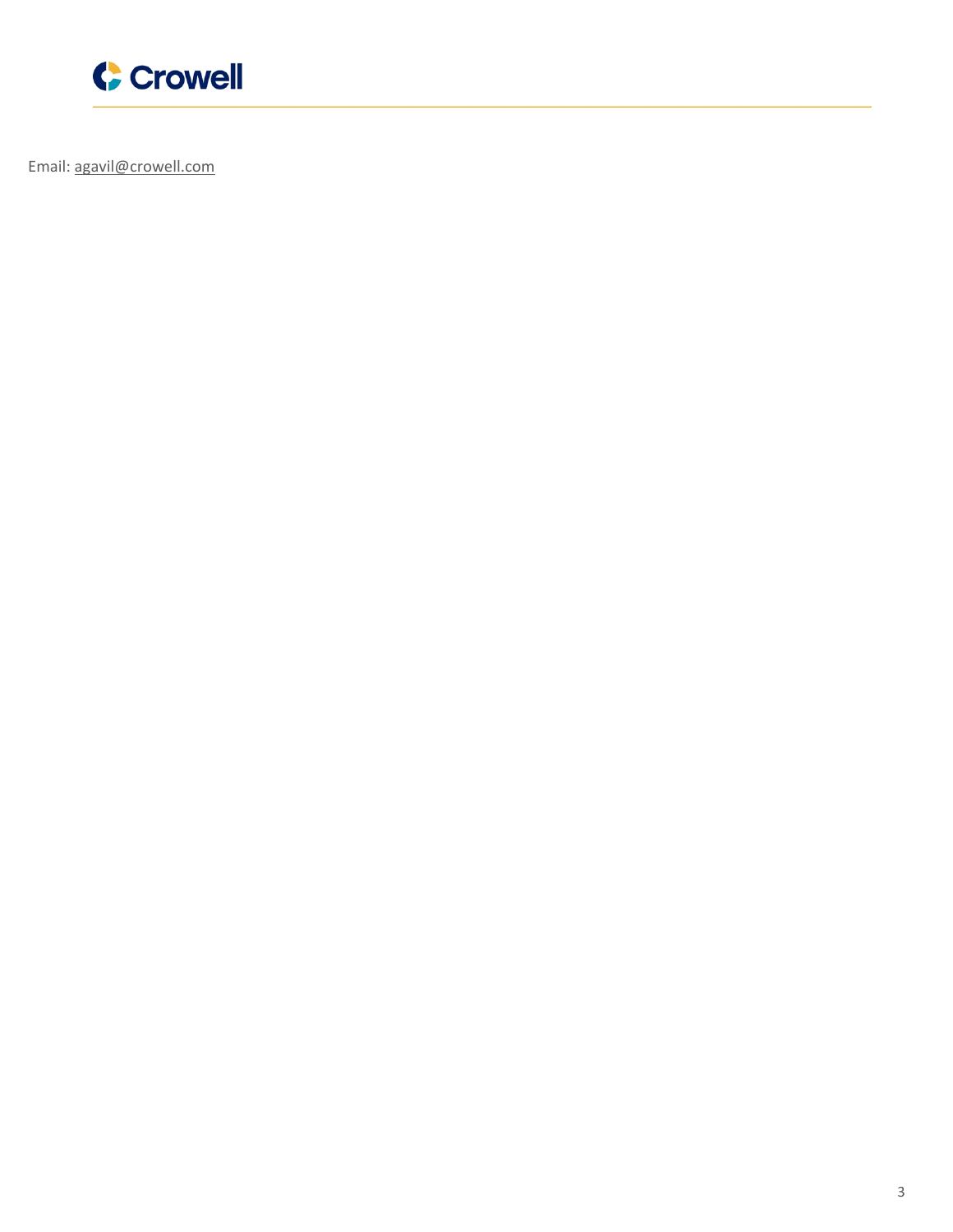Email: agavil@crowell.com